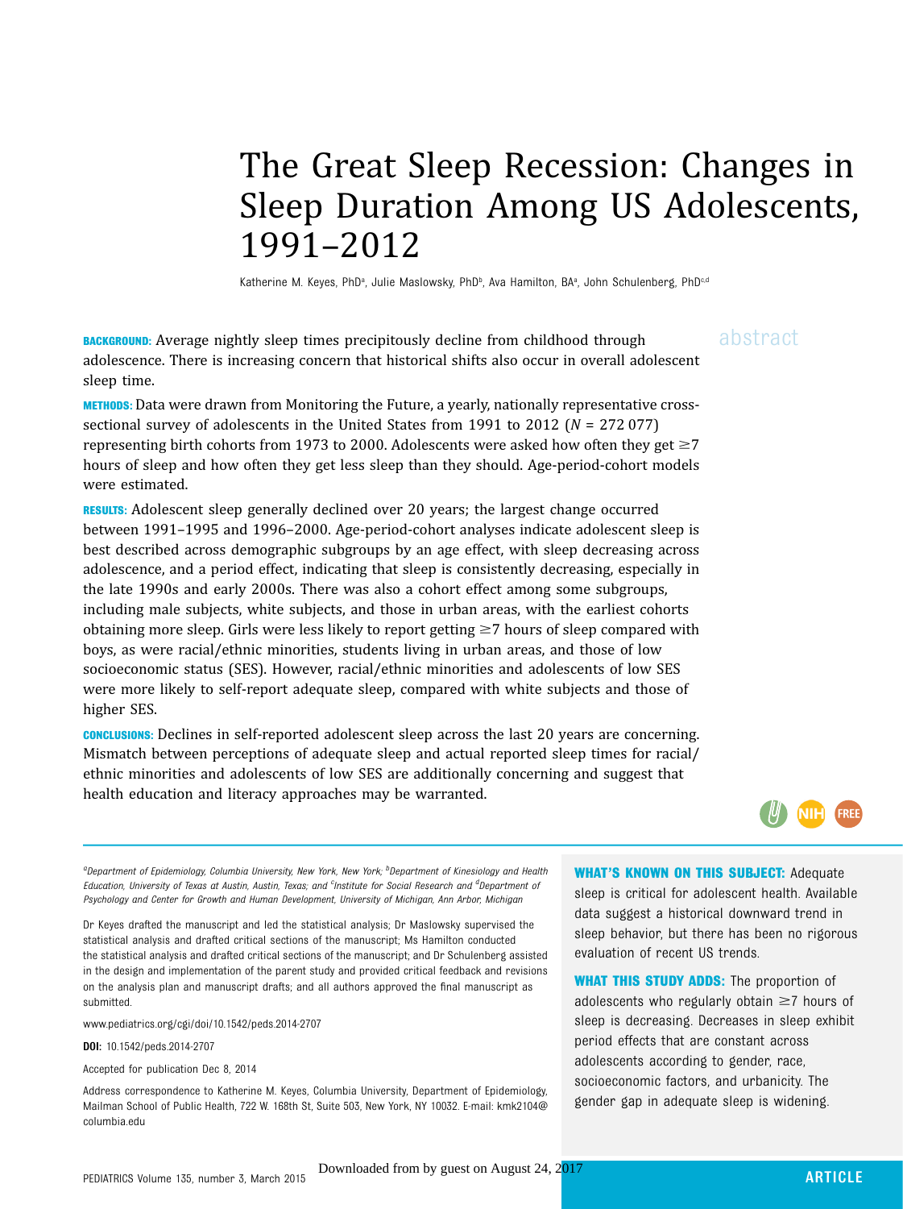# The Great Sleep Recession: Changes in Sleep Duration Among US Adolescents, 1991–2012

Katherine M. Keyes, PhD[a], Julie Maslowsky, PhD[b], Ava Hamilton, BA[a], John Schulenberg, PhD[c,d]

abstract

**BACKGROUND:** Average nightly sleep times precipitously decline from childhood through adolescence. There is increasing concern that historical shifts also occur in overall adolescent sleep time.

**METHODS:** Data were drawn from Monitoring the Future, a yearly, nationally representative cross-sectional survey of adolescents in the United States from 1991 to 2012 ($N$ = 272 077) representing birth cohorts from 1973 to 2000. Adolescents were asked how often they get ≥7 hours of sleep and how often they get less sleep than they should. Age-period-cohort models were estimated.

**RESULTS:** Adolescent sleep generally declined over 20 years; the largest change occurred between 1991–1995 and 1996–2000. Age-period-cohort analyses indicate adolescent sleep is best described across demographic subgroups by an age effect, with sleep decreasing across adolescence, and a period effect, indicating that sleep is consistently decreasing, especially in the late 1990s and early 2000s. There was also a cohort effect among some subgroups, including male subjects, white subjects, and those in urban areas, with the earliest cohorts obtaining more sleep. Girls were less likely to report getting ≥7 hours of sleep compared with boys, as were racial/ethnic minorities, students living in urban areas, and those of low socioeconomic status (SES). However, racial/ethnic minorities and adolescents of low SES were more likely to self-report adequate sleep, compared with white subjects and those of higher SES.

**CONCLUSIONS:** Declines in self-reported adolescent sleep across the last 20 years are concerning. Mismatch between perceptions of adequate sleep and actual reported sleep times for racial/ethnic minorities and adolescents of low SES are additionally concerning and suggest that health education and literacy approaches may be warranted.

*[a]Department of Epidemiology, Columbia University, New York, New York; [b]Department of Kinesiology and Health Education, University of Texas at Austin, Austin, Texas; and [c]Institute for Social Research and [d]Department of Psychology and Center for Growth and Human Development, University of Michigan, Ann Arbor, Michigan*

Dr Keyes drafted the manuscript and led the statistical analysis; Dr Maslowsky supervised the statistical analysis and drafted critical sections of the manuscript; Ms Hamilton conducted the statistical analysis and drafted critical sections of the manuscript; and Dr Schulenberg assisted in the design and implementation of the parent study and provided critical feedback and revisions on the analysis plan and manuscript drafts; and all authors approved the final manuscript as submitted.

www.pediatrics.org/cgi/doi/10.1542/peds.2014-2707

**DOI:** 10.1542/peds.2014-2707

Accepted for publication Dec 8, 2014

Address correspondence to Katherine M. Keyes, Columbia University, Department of Epidemiology, Mailman School of Public Health, 722 W. 168th St, Suite 503, New York, NY 10032. E-mail: kmk2104@columbia.edu

**WHAT'S KNOWN ON THIS SUBJECT:** Adequate sleep is critical for adolescent health. Available data suggest a historical downward trend in sleep behavior, but there has been no rigorous evaluation of recent US trends.

**WHAT THIS STUDY ADDS:** The proportion of adolescents who regularly obtain ≥7 hours of sleep is decreasing. Decreases in sleep exhibit period effects that are constant across adolescents according to gender, race, socioeconomic factors, and urbanicity. The gender gap in adequate sleep is widening.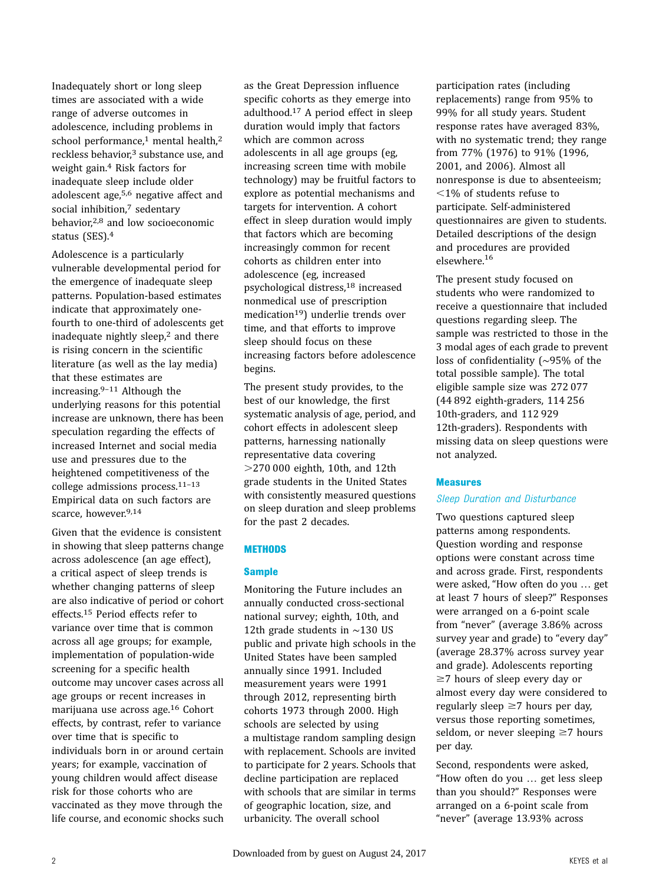Inadequately short or long sleep times are associated with a wide range of adverse outcomes in adolescence, including problems in school performance,[1] mental health,[2] reckless behavior,[3] substance use, and weight gain.[4] Risk factors for inadequate sleep include older adolescent age,[5,6] negative affect and social inhibition,[7] sedentary behavior,[2,8] and low socioeconomic status (SES).[4]

Adolescence is a particularly vulnerable developmental period for the emergence of inadequate sleep patterns. Population-based estimates indicate that approximately one-fourth to one-third of adolescents get inadequate nightly sleep,[2] and there is rising concern in the scientific literature (as well as the lay media) that these estimates are increasing.[9–11] Although the underlying reasons for this potential increase are unknown, there has been speculation regarding the effects of increased Internet and social media use and pressures due to the heightened competitiveness of the college admissions process.[11–13] Empirical data on such factors are scarce, however.[9,14]

Given that the evidence is consistent in showing that sleep patterns change across adolescence (an age effect), a critical aspect of sleep trends is whether changing patterns of sleep are also indicative of period or cohort effects.[15] Period effects refer to variance over time that is common across all age groups; for example, implementation of population-wide screening for a specific health outcome may uncover cases across all age groups or recent increases in marijuana use across age.[16] Cohort effects, by contrast, refer to variance over time that is specific to individuals born in or around certain years; for example, vaccination of young children would affect disease risk for those cohorts who are vaccinated as they move through the life course, and economic shocks such as the Great Depression influence specific cohorts as they emerge into adulthood.[17] A period effect in sleep duration would imply that factors which are common across adolescents in all age groups (eg, increasing screen time with mobile technology) may be fruitful factors to explore as potential mechanisms and targets for intervention. A cohort effect in sleep duration would imply that factors which are becoming increasingly common for recent cohorts as children enter into adolescence (eg, increased psychological distress,[18] increased nonmedical use of prescription medication[19]) underlie trends over time, and that efforts to improve sleep should focus on these increasing factors before adolescence begins.

The present study provides, to the best of our knowledge, the first systematic analysis of age, period, and cohort effects in adolescent sleep patterns, harnessing nationally representative data covering >270 000 eighth, 10th, and 12th grade students in the United States with consistently measured questions on sleep duration and sleep problems for the past 2 decades.

## METHODS

### Sample

Monitoring the Future includes an annually conducted cross-sectional national survey; eighth, 10th, and 12th grade students in ~130 US public and private high schools in the United States have been sampled annually since 1991. Included measurement years were 1991 through 2012, representing birth cohorts 1973 through 2000. High schools are selected by using a multistage random sampling design with replacement. Schools are invited to participate for 2 years. Schools that decline participation are replaced with schools that are similar in terms of geographic location, size, and urbanicity. The overall school participation rates (including replacements) range from 95% to 99% for all study years. Student response rates have averaged 83%, with no systematic trend; they range from 77% (1976) to 91% (1996, 2001, and 2006). Almost all nonresponse is due to absenteeism; <1% of students refuse to participate. Self-administered questionnaires are given to students. Detailed descriptions of the design and procedures are provided elsewhere.[16]

The present study focused on students who were randomized to receive a questionnaire that included questions regarding sleep. The sample was restricted to those in the 3 modal ages of each grade to prevent loss of confidentiality (~95% of the total possible sample). The total eligible sample size was 272 077 (44 892 eighth-graders, 114 256 10th-graders, and 112 929 12th-graders). Respondents with missing data on sleep questions were not analyzed.

### Measures

#### *Sleep Duration and Disturbance*

Two questions captured sleep patterns among respondents. Question wording and response options were constant across time and across grade. First, respondents were asked, "How often do you … get at least 7 hours of sleep?" Responses were arranged on a 6-point scale from "never" (average 3.86% across survey year and grade) to "every day" (average 28.37% across survey year and grade). Adolescents reporting ≥7 hours of sleep every day or almost every day were considered to regularly sleep ≥7 hours per day, versus those reporting sometimes, seldom, or never sleeping ≥7 hours per day.

Second, respondents were asked, "How often do you … get less sleep than you should?" Responses were arranged on a 6-point scale from "never" (average 13.93% across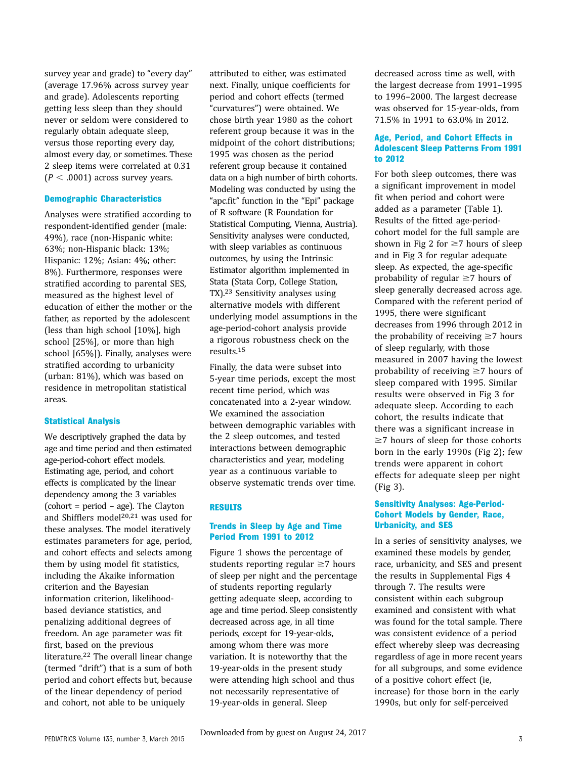survey year and grade) to "every day" (average 17.96% across survey year and grade). Adolescents reporting getting less sleep than they should never or seldom were considered to regularly obtain adequate sleep, versus those reporting every day, almost every day, or sometimes. These 2 sleep items were correlated at 0.31 ($P < .0001$) across survey years.

### Demographic Characteristics

Analyses were stratified according to respondent-identified gender (male: 49%), race (non-Hispanic white: 63%; non-Hispanic black: 13%; Hispanic: 12%; Asian: 4%; other: 8%). Furthermore, responses were stratified according to parental SES, measured as the highest level of education of either the mother or the father, as reported by the adolescent (less than high school [10%], high school [25%], or more than high school [65%]). Finally, analyses were stratified according to urbanicity (urban: 81%), which was based on residence in metropolitan statistical areas.

### Statistical Analysis

We descriptively graphed the data by age and time period and then estimated age-period-cohort effect models. Estimating age, period, and cohort effects is complicated by the linear dependency among the 3 variables (cohort = period − age). The Clayton and Shifflers model[20,21] was used for these analyses. The model iteratively estimates parameters for age, period, and cohort effects and selects among them by using model fit statistics, including the Akaike information criterion and the Bayesian information criterion, likelihood-based deviance statistics, and penalizing additional degrees of freedom. An age parameter was fit first, based on the previous literature.[22] The overall linear change (termed "drift") that is a sum of both period and cohort effects but, because of the linear dependency of period and cohort, not able to be uniquely attributed to either, was estimated next. Finally, unique coefficients for period and cohort effects (termed "curvatures") were obtained. We chose birth year 1980 as the cohort referent group because it was in the midpoint of the cohort distributions; 1995 was chosen as the period referent group because it contained data on a high number of birth cohorts. Modeling was conducted by using the "apc.fit" function in the "Epi" package of R software (R Foundation for Statistical Computing, Vienna, Austria). Sensitivity analyses were conducted, with sleep variables as continuous outcomes, by using the Intrinsic Estimator algorithm implemented in Stata (Stata Corp, College Station, TX).[23] Sensitivity analyses using alternative models with different underlying model assumptions in the age-period-cohort analysis provide a rigorous robustness check on the results.[15]

Finally, the data were subset into 5-year time periods, except the most recent time period, which was concatenated into a 2-year window. We examined the association between demographic variables with the 2 sleep outcomes, and tested interactions between demographic characteristics and year, modeling year as a continuous variable to observe systematic trends over time.

## RESULTS

### Trends in Sleep by Age and Time Period From 1991 to 2012

Figure 1 shows the percentage of students reporting regular ≥7 hours of sleep per night and the percentage of students reporting regularly getting adequate sleep, according to age and time period. Sleep consistently decreased across age, in all time periods, except for 19-year-olds, among whom there was more variation. It is noteworthy that the 19-year-olds in the present study were attending high school and thus not necessarily representative of 19-year-olds in general. Sleep decreased across time as well, with the largest decrease from 1991–1995 to 1996–2000. The largest decrease was observed for 15-year-olds, from 71.5% in 1991 to 63.0% in 2012.

### Age, Period, and Cohort Effects in Adolescent Sleep Patterns From 1991 to 2012

For both sleep outcomes, there was a significant improvement in model fit when period and cohort were added as a parameter (Table 1). Results of the fitted age-period-cohort model for the full sample are shown in Fig 2 for ≥7 hours of sleep and in Fig 3 for regular adequate sleep. As expected, the age-specific probability of regular ≥7 hours of sleep generally decreased across age. Compared with the referent period of 1995, there were significant decreases from 1996 through 2012 in the probability of receiving ≥7 hours of sleep regularly, with those measured in 2007 having the lowest probability of receiving ≥7 hours of sleep compared with 1995. Similar results were observed in Fig 3 for adequate sleep. According to each cohort, the results indicate that there was a significant increase in ≥7 hours of sleep for those cohorts born in the early 1990s (Fig 2); few trends were apparent in cohort effects for adequate sleep per night (Fig 3).

### Sensitivity Analyses: Age-Period-Cohort Models by Gender, Race, Urbanicity, and SES

In a series of sensitivity analyses, we examined these models by gender, race, urbanicity, and SES and present the results in Supplemental Figs 4 through 7. The results were consistent within each subgroup examined and consistent with what was found for the total sample. There was consistent evidence of a period effect whereby sleep was decreasing regardless of age in more recent years for all subgroups, and some evidence of a positive cohort effect (ie, increase) for those born in the early 1990s, but only for self-perceived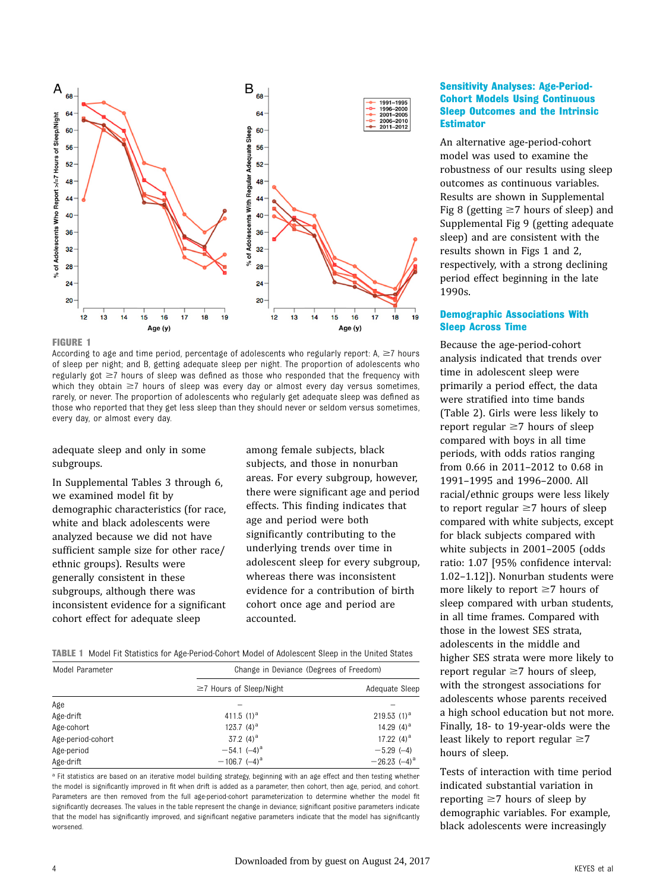FIGURE 1

According to age and time period, percentage of adolescents who regularly report: A, ≥7 hours of sleep per night; and B, getting adequate sleep per night. The proportion of adolescents who regularly got ≥7 hours of sleep was defined as those who responded that the frequency with which they obtain ≥7 hours of sleep was every day or almost every day versus sometimes, rarely, or never. The proportion of adolescents who regularly get adequate sleep was defined as those who reported that they get less sleep than they should never or seldom versus sometimes, every day, or almost every day.

adequate sleep and only in some subgroups.

In Supplemental Tables 3 through 6, we examined model fit by demographic characteristics (for race, white and black adolescents were analyzed because we did not have sufficient sample size for other race/ethnic groups). Results were generally consistent in these subgroups, although there was inconsistent evidence for a significant cohort effect for adequate sleep among female subjects, black subjects, and those in nonurban areas. For every subgroup, however, there were significant age and period effects. This finding indicates that age and period were both significantly contributing to the underlying trends over time in adolescent sleep for every subgroup, whereas there was inconsistent evidence for a contribution of birth cohort once age and period are accounted.

**TABLE 1** Model Fit Statistics for Age-Period-Cohort Model of Adolescent Sleep in the United States

| Model Parameter | Change in Deviance (Degrees of Freedom) | |
|---|---|---|
| | ≥7 Hours of Sleep/Night | Adequate Sleep |
| Age | — | — |
| Age-drift | 411.5 (1)[a] | 219.53 (1)[a] |
| Age-cohort | 123.7 (4)[a] | 14.29 (4)[a] |
| Age-period-cohort | 37.2 (4)[a] | 17.22 (4)[a] |
| Age-period | −54.1 (−4)[a] | −5.29 (−4) |
| Age-drift | −106.7 (−4)[a] | −26.23 (−4)[a] |

[a] Fit statistics are based on an iterative model building strategy, beginning with an age effect and then testing whether the model is significantly improved in fit when drift is added as a parameter, then cohort, then age, period, and cohort. Parameters are then removed from the full age-period-cohort parameterization to determine whether the model fit significantly decreases. The values in the table represent the change in deviance; significant positive parameters indicate that the model has significantly improved, and significant negative parameters indicate that the model has significantly worsened.

### Sensitivity Analyses: Age-Period-Cohort Models Using Continuous Sleep Outcomes and the Intrinsic Estimator

An alternative age-period-cohort model was used to examine the robustness of our results using sleep outcomes as continuous variables. Results are shown in Supplemental Fig 8 (getting ≥7 hours of sleep) and Supplemental Fig 9 (getting adequate sleep) and are consistent with the results shown in Figs 1 and 2, respectively, with a strong declining period effect beginning in the late 1990s.

### Demographic Associations With Sleep Across Time

Because the age-period-cohort analysis indicated that trends over time in adolescent sleep were primarily a period effect, the data were stratified into time bands (Table 2). Girls were less likely to report regular ≥7 hours of sleep compared with boys in all time periods, with odds ratios ranging from 0.66 in 2011–2012 to 0.68 in 1991–1995 and 1996–2000. All racial/ethnic groups were less likely to report regular ≥7 hours of sleep compared with white subjects, except for black subjects compared with white subjects in 2001–2005 (odds ratio: 1.07 [95% confidence interval: 1.02–1.12]). Nonurban students were more likely to report ≥7 hours of sleep compared with urban students, in all time frames. Compared with those in the lowest SES strata, adolescents in the middle and higher SES strata were more likely to report regular ≥7 hours of sleep, with the strongest associations for adolescents whose parents received a high school education but not more. Finally, 18- to 19-year-olds were the least likely to report regular ≥7 hours of sleep.

Tests of interaction with time period indicated substantial variation in reporting ≥7 hours of sleep by demographic variables. For example, black adolescents were increasingly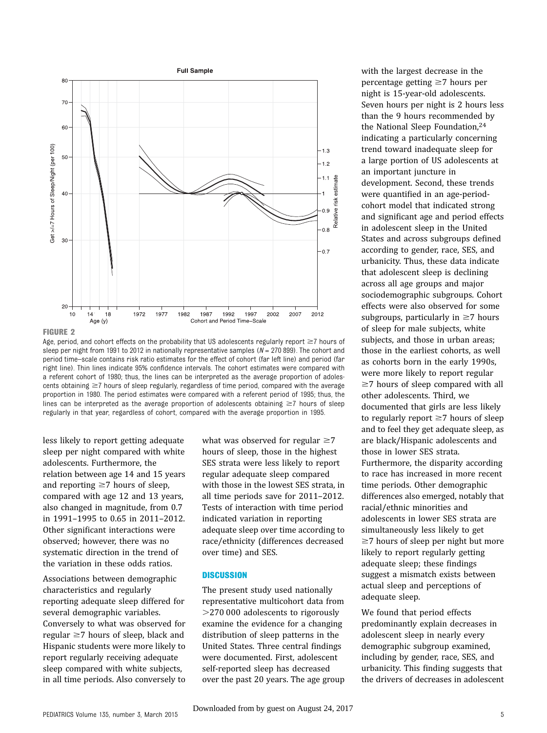FIGURE 2

Age, period, and cohort effects on the probability that US adolescents regularly report ≥7 hours of sleep per night from 1991 to 2012 in nationally representative samples ($N$ = 270 899). The cohort and period time–scale contains risk ratio estimates for the effect of cohort (far left line) and period (far right line). Thin lines indicate 95% confidence intervals. The cohort estimates were compared with a referent cohort of 1980; thus, the lines can be interpreted as the average proportion of adolescents obtaining ≥7 hours of sleep regularly, regardless of time period, compared with the average proportion in 1980. The period estimates were compared with a referent period of 1995; thus, the lines can be interpreted as the average proportion of adolescents obtaining ≥7 hours of sleep regularly in that year, regardless of cohort, compared with the average proportion in 1995.

less likely to report getting adequate sleep per night compared with white adolescents. Furthermore, the relation between age 14 and 15 years and reporting ≥7 hours of sleep, compared with age 12 and 13 years, also changed in magnitude, from 0.7 in 1991–1995 to 0.65 in 2011–2012. Other significant interactions were observed; however, there was no systematic direction in the trend of the variation in these odds ratios.

Associations between demographic characteristics and regularly reporting adequate sleep differed for several demographic variables. Conversely to what was observed for regular ≥7 hours of sleep, black and Hispanic students were more likely to report regularly receiving adequate sleep compared with white subjects, in all time periods. Also conversely to what was observed for regular ≥7 hours of sleep, those in the highest SES strata were less likely to report regular adequate sleep compared with those in the lowest SES strata, in all time periods save for 2011–2012. Tests of interaction with time period indicated variation in reporting adequate sleep over time according to race/ethnicity (differences decreased over time) and SES.

## DISCUSSION

The present study used nationally representative multicohort data from >270 000 adolescents to rigorously examine the evidence for a changing distribution of sleep patterns in the United States. Three central findings were documented. First, adolescent self-reported sleep has decreased over the past 20 years. The age group with the largest decrease in the percentage getting ≥7 hours per night is 15-year-old adolescents. Seven hours per night is 2 hours less than the 9 hours recommended by the National Sleep Foundation,[24] indicating a particularly concerning trend toward inadequate sleep for a large portion of US adolescents at an important juncture in development. Second, these trends were quantified in an age-period-cohort model that indicated strong and significant age and period effects in adolescent sleep in the United States and across subgroups defined according to gender, race, SES, and urbanicity. Thus, these data indicate that adolescent sleep is declining across all age groups and major sociodemographic subgroups. Cohort effects were also observed for some subgroups, particularly in ≥7 hours of sleep for male subjects, white subjects, and those in urban areas; those in the earliest cohorts, as well as cohorts born in the early 1990s, were more likely to report regular ≥7 hours of sleep compared with all other adolescents. Third, we documented that girls are less likely to regularly report ≥7 hours of sleep and to feel they get adequate sleep, as are black/Hispanic adolescents and those in lower SES strata. Furthermore, the disparity according to race has increased in more recent time periods. Other demographic differences also emerged, notably that racial/ethnic minorities and adolescents in lower SES strata are simultaneously less likely to get ≥7 hours of sleep per night but more likely to report regularly getting adequate sleep; these findings suggest a mismatch exists between actual sleep and perceptions of adequate sleep.

We found that period effects predominantly explain decreases in adolescent sleep in nearly every demographic subgroup examined, including by gender, race, SES, and urbanicity. This finding suggests that the drivers of decreases in adolescent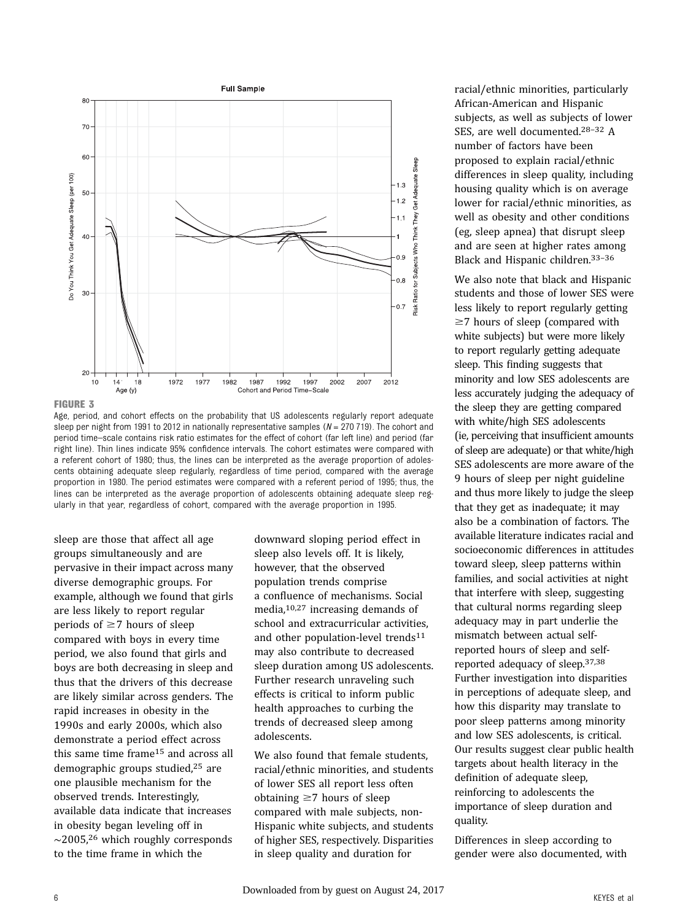**FIGURE 3**

Age, period, and cohort effects on the probability that US adolescents regularly report adequate sleep per night from 1991 to 2012 in nationally representative samples (*N* = 270 719). The cohort and period time–scale contains risk ratio estimates for the effect of cohort (far left line) and period (far right line). Thin lines indicate 95% confidence intervals. The cohort estimates were compared with a referent cohort of 1980; thus, the lines can be interpreted as the average proportion of adolescents obtaining adequate sleep regularly, regardless of time period, compared with the average proportion in 1980. The period estimates were compared with a referent period of 1995; thus, the lines can be interpreted as the average proportion of adolescents obtaining adequate sleep regularly in that year, regardless of cohort, compared with the average proportion in 1995.

sleep are those that affect all age groups simultaneously and are pervasive in their impact across many diverse demographic groups. For example, although we found that girls are less likely to report regular periods of ≥7 hours of sleep compared with boys in every time period, we also found that girls and boys are both decreasing in sleep and thus that the drivers of this decrease are likely similar across genders. The rapid increases in obesity in the 1990s and early 2000s, which also demonstrate a period effect across this same time frame[15] and across all demographic groups studied,[25] are one plausible mechanism for the observed trends. Interestingly, available data indicate that increases in obesity began leveling off in ~2005,[26] which roughly corresponds to the time frame in which the downward sloping period effect in sleep also levels off. It is likely, however, that the observed population trends comprise a confluence of mechanisms. Social media,[10,27] increasing demands of school and extracurricular activities, and other population-level trends[11] may also contribute to decreased sleep duration among US adolescents. Further research unraveling such effects is critical to inform public health approaches to curbing the trends of decreased sleep among adolescents.

We also found that female students, racial/ethnic minorities, and students of lower SES all report less often obtaining ≥7 hours of sleep compared with male subjects, non-Hispanic white subjects, and students of higher SES, respectively. Disparities in sleep quality and duration for racial/ethnic minorities, particularly African-American and Hispanic subjects, as well as subjects of lower SES, are well documented.[28–32] A number of factors have been proposed to explain racial/ethnic differences in sleep quality, including housing quality which is on average lower for racial/ethnic minorities, as well as obesity and other conditions (eg, sleep apnea) that disrupt sleep and are seen at higher rates among Black and Hispanic children.[33–36]

We also note that black and Hispanic students and those of lower SES were less likely to report regularly getting ≥7 hours of sleep (compared with white subjects) but were more likely to report regularly getting adequate sleep. This finding suggests that minority and low SES adolescents are less accurately judging the adequacy of the sleep they are getting compared with white/high SES adolescents (ie, perceiving that insufficient amounts of sleep are adequate) or that white/high SES adolescents are more aware of the 9 hours of sleep per night guideline and thus more likely to judge the sleep that they get as inadequate; it may also be a combination of factors. The available literature indicates racial and socioeconomic differences in attitudes toward sleep, sleep patterns within families, and social activities at night that interfere with sleep, suggesting that cultural norms regarding sleep adequacy may in part underlie the mismatch between actual self-reported hours of sleep and self-reported adequacy of sleep.[37,38] Further investigation into disparities in perceptions of adequate sleep, and how this disparity may translate to poor sleep patterns among minority and low SES adolescents, is critical. Our results suggest clear public health targets about health literacy in the definition of adequate sleep, reinforcing to adolescents the importance of sleep duration and quality.

Differences in sleep according to gender were also documented, with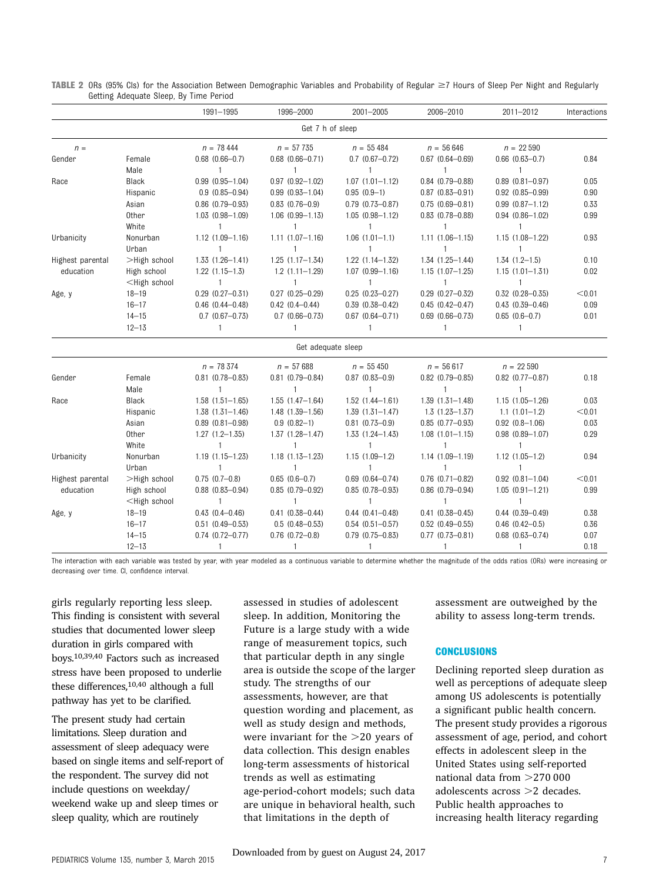**TABLE 2** ORs (95% CIs) for the Association Between Demographic Variables and Probability of Regular ≥7 Hours of Sleep Per Night and Regularly Getting Adequate Sleep, By Time Period

| | | 1991–1995 | 1996–2000 | 2001–2005 | 2006–2010 | 2011–2012 | Interactions |
|---|---|---|---|---|---|---|---|
| **Get 7 h of sleep** | | | | | | | |
| $n =$ | | $n = 78\,444$ | $n = 57\,735$ | $n = 55\,484$ | $n = 56\,646$ | $n = 22\,590$ | |
| Gender | Female | 0.68 (0.66–0.7) | 0.68 (0.66–0.71) | 0.7 (0.67–0.72) | 0.67 (0.64–0.69) | 0.66 (0.63–0.7) | 0.84 |
| | Male | 1 | 1 | 1 | 1 | 1 | |
| Race | Black | 0.99 (0.95–1.04) | 0.97 (0.92–1.02) | 1.07 (1.01–1.12) | 0.84 (0.79–0.88) | 0.89 (0.81–0.97) | 0.05 |
| | Hispanic | 0.9 (0.85–0.94) | 0.99 (0.93–1.04) | 0.95 (0.9–1) | 0.87 (0.83–0.91) | 0.92 (0.85–0.99) | 0.90 |
| | Asian | 0.86 (0.79–0.93) | 0.83 (0.76–0.9) | 0.79 (0.73–0.87) | 0.75 (0.69–0.81) | 0.99 (0.87–1.12) | 0.33 |
| | Other | 1.03 (0.98–1.09) | 1.06 (0.99–1.13) | 1.05 (0.98–1.12) | 0.83 (0.78–0.88) | 0.94 (0.86–1.02) | 0.99 |
| | White | 1 | 1 | 1 | 1 | 1 | |
| Urbanicity | Nonurban | 1.12 (1.09–1.16) | 1.11 (1.07–1.16) | 1.06 (1.01–1.1) | 1.11 (1.06–1.15) | 1.15 (1.08–1.22) | 0.93 |
| | Urban | 1 | 1 | 1 | 1 | 1 | |
| Highest parental education | >High school | 1.33 (1.26–1.41) | 1.25 (1.17–1.34) | 1.22 (1.14–1.32) | 1.34 (1.25–1.44) | 1.34 (1.2–1.5) | 0.10 |
| | High school | 1.22 (1.15–1.3) | 1.2 (1.11–1.29) | 1.07 (0.99–1.16) | 1.15 (1.07–1.25) | 1.15 (1.01–1.31) | 0.02 |
| | <High school | 1 | 1 | 1 | 1 | 1 | |
| Age, y | 18–19 | 0.29 (0.27–0.31) | 0.27 (0.25–0.29) | 0.25 (0.23–0.27) | 0.29 (0.27–0.32) | 0.32 (0.28–0.35) | <0.01 |
| | 16–17 | 0.46 (0.44–0.48) | 0.42 (0.4–0.44) | 0.39 (0.38–0.42) | 0.45 (0.42–0.47) | 0.43 (0.39–0.46) | 0.09 |
| | 14–15 | 0.7 (0.67–0.73) | 0.7 (0.66–0.73) | 0.67 (0.64–0.71) | 0.69 (0.66–0.73) | 0.65 (0.6–0.7) | 0.01 |
| | 12–13 | 1 | 1 | 1 | 1 | 1 | |
| **Get adequate sleep** | | | | | | | |
| | | $n = 78\,374$ | $n = 57\,688$ | $n = 55\,450$ | $n = 56\,617$ | $n = 22\,590$ | |
| Gender | Female | 0.81 (0.78–0.83) | 0.81 (0.79–0.84) | 0.87 (0.83–0.9) | 0.82 (0.79–0.85) | 0.82 (0.77–0.87) | 0.18 |
| | Male | 1 | 1 | 1 | 1 | 1 | |
| Race | Black | 1.58 (1.51–1.65) | 1.55 (1.47–1.64) | 1.52 (1.44–1.61) | 1.39 (1.31–1.48) | 1.15 (1.05–1.26) | 0.03 |
| | Hispanic | 1.38 (1.31–1.46) | 1.48 (1.39–1.56) | 1.39 (1.31–1.47) | 1.3 (1.23–1.37) | 1.1 (1.01–1.2) | <0.01 |
| | Asian | 0.89 (0.81–0.98) | 0.9 (0.82–1) | 0.81 (0.73–0.9) | 0.85 (0.77–0.93) | 0.92 (0.8–1.06) | 0.03 |
| | Other | 1.27 (1.2–1.35) | 1.37 (1.28–1.47) | 1.33 (1.24–1.43) | 1.08 (1.01–1.15) | 0.98 (0.89–1.07) | 0.29 |
| | White | 1 | 1 | 1 | 1 | 1 | |
| Urbanicity | Nonurban | 1.19 (1.15–1.23) | 1.18 (1.13–1.23) | 1.15 (1.09–1.2) | 1.14 (1.09–1.19) | 1.12 (1.05–1.2) | 0.94 |
| | Urban | 1 | 1 | 1 | 1 | 1 | |
| Highest parental education | >High school | 0.75 (0.7–0.8) | 0.65 (0.6–0.7) | 0.69 (0.64–0.74) | 0.76 (0.71–0.82) | 0.92 (0.81–1.04) | <0.01 |
| | High school | 0.88 (0.83–0.94) | 0.85 (0.79–0.92) | 0.85 (0.78–0.93) | 0.86 (0.79–0.94) | 1.05 (0.91–1.21) | 0.99 |
| | <High school | 1 | 1 | 1 | 1 | 1 | |
| Age, y | 18–19 | 0.43 (0.4–0.46) | 0.41 (0.38–0.44) | 0.44 (0.41–0.48) | 0.41 (0.38–0.45) | 0.44 (0.39–0.49) | 0.38 |
| | 16–17 | 0.51 (0.49–0.53) | 0.5 (0.48–0.53) | 0.54 (0.51–0.57) | 0.52 (0.49–0.55) | 0.46 (0.42–0.5) | 0.36 |
| | 14–15 | 0.74 (0.72–0.77) | 0.76 (0.72–0.8) | 0.79 (0.75–0.83) | 0.77 (0.73–0.81) | 0.68 (0.63–0.74) | 0.07 |
| | 12–13 | 1 | 1 | 1 | 1 | 1 | 0.18 |

The interaction with each variable was tested by year, with year modeled as a continuous variable to determine whether the magnitude of the odds ratios (ORs) were increasing or decreasing over time. CI, confidence interval.

girls regularly reporting less sleep. This finding is consistent with several studies that documented lower sleep duration in girls compared with boys.[10,39,40] Factors such as increased stress have been proposed to underlie these differences,[10,40] although a full pathway has yet to be clarified.

The present study had certain limitations. Sleep duration and assessment of sleep adequacy were based on single items and self-report of the respondent. The survey did not include questions on weekday/weekend wake up and sleep times or sleep quality, which are routinely assessed in studies of adolescent sleep. In addition, Monitoring the Future is a large study with a wide range of measurement topics, such that particular depth in any single area is outside the scope of the larger study. The strengths of our assessments, however, are that question wording and placement, as well as study design and methods, were invariant for the >20 years of data collection. This design enables long-term assessments of historical trends as well as estimating age-period-cohort models; such data are unique in behavioral health, such that limitations in the depth of assessment are outweighed by the ability to assess long-term trends.

## CONCLUSIONS

Declining reported sleep duration as well as perceptions of adequate sleep among US adolescents is potentially a significant public health concern. The present study provides a rigorous assessment of age, period, and cohort effects in adolescent sleep in the United States using self-reported national data from >270 000 adolescents across >2 decades. Public health approaches to increasing health literacy regarding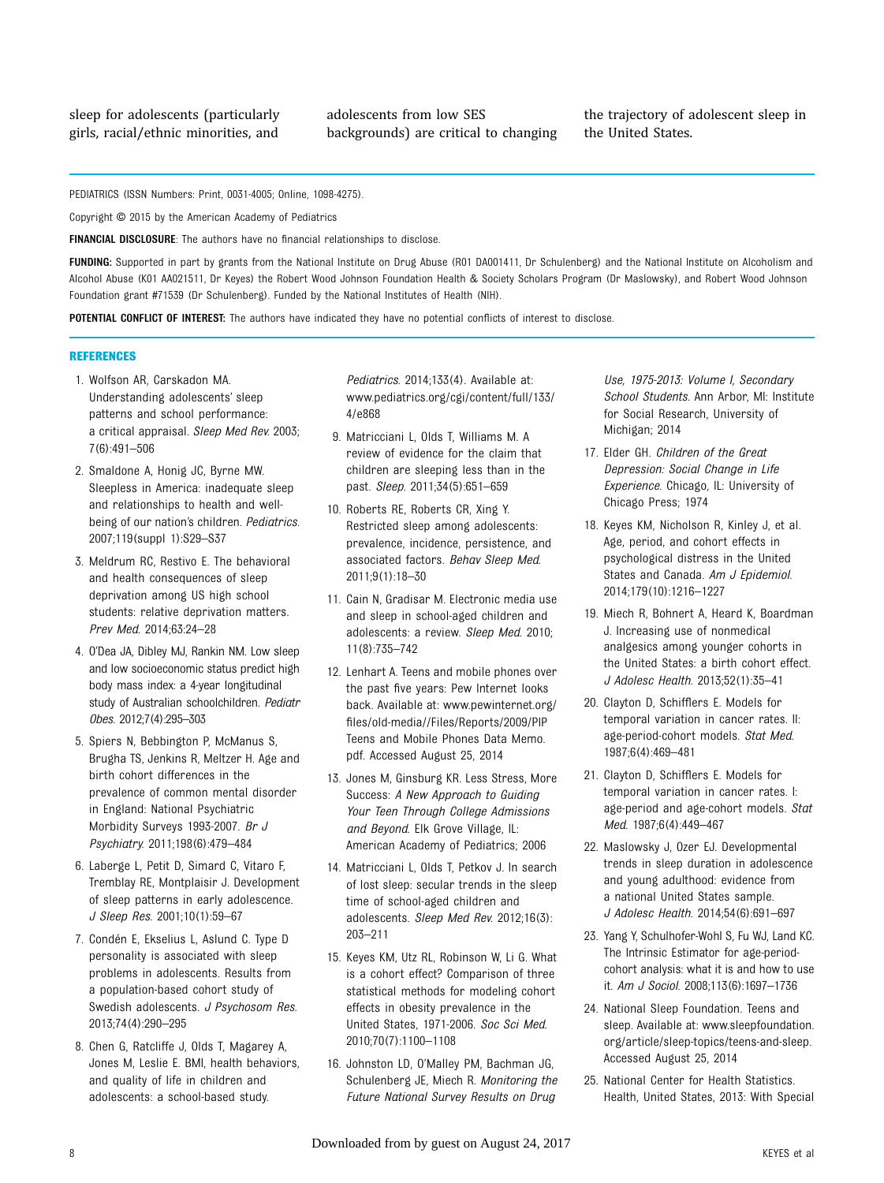sleep for adolescents (particularly girls, racial/ethnic minorities, and adolescents from low SES backgrounds) are critical to changing the trajectory of adolescent sleep in the United States.

PEDIATRICS (ISSN Numbers: Print, 0031-4005; Online, 1098-4275).

Copyright © 2015 by the American Academy of Pediatrics

**FINANCIAL DISCLOSURE**: The authors have no financial relationships to disclose.

**FUNDING:** Supported in part by grants from the National Institute on Drug Abuse (R01 DA001411, Dr Schulenberg) and the National Institute on Alcoholism and Alcohol Abuse (K01 AA021511, Dr Keyes) the Robert Wood Johnson Foundation Health & Society Scholars Program (Dr Maslowsky), and Robert Wood Johnson Foundation grant #71539 (Dr Schulenberg). Funded by the National Institutes of Health (NIH).

**POTENTIAL CONFLICT OF INTEREST:** The authors have indicated they have no potential conflicts of interest to disclose.

## REFERENCES

1. Wolfson AR, Carskadon MA. Understanding adolescents' sleep patterns and school performance: a critical appraisal. *Sleep Med Rev*. 2003;7(6):491–506
2. Smaldone A, Honig JC, Byrne MW. Sleepless in America: inadequate sleep and relationships to health and well-being of our nation's children. *Pediatrics*. 2007;119(suppl 1):S29–S37
3. Meldrum RC, Restivo E. The behavioral and health consequences of sleep deprivation among US high school students: relative deprivation matters. *Prev Med*. 2014;63:24–28
4. O'Dea JA, Dibley MJ, Rankin NM. Low sleep and low socioeconomic status predict high body mass index: a 4-year longitudinal study of Australian schoolchildren. *Pediatr Obes*. 2012;7(4):295–303
5. Spiers N, Bebbington P, McManus S, Brugha TS, Jenkins R, Meltzer H. Age and birth cohort differences in the prevalence of common mental disorder in England: National Psychiatric Morbidity Surveys 1993-2007. *Br J Psychiatry*. 2011;198(6):479–484
6. Laberge L, Petit D, Simard C, Vitaro F, Tremblay RE, Montplaisir J. Development of sleep patterns in early adolescence. *J Sleep Res*. 2001;10(1):59–67
7. Condén E, Ekselius L, Aslund C. Type D personality is associated with sleep problems in adolescents. Results from a population-based cohort study of Swedish adolescents. *J Psychosom Res*. 2013;74(4):290–295
8. Chen G, Ratcliffe J, Olds T, Magarey A, Jones M, Leslie E. BMI, health behaviors, and quality of life in children and adolescents: a school-based study. *Pediatrics*. 2014;133(4). Available at: www.pediatrics.org/cgi/content/full/133/4/e868
9. Matricciani L, Olds T, Williams M. A review of evidence for the claim that children are sleeping less than in the past. *Sleep*. 2011;34(5):651–659
10. Roberts RE, Roberts CR, Xing Y. Restricted sleep among adolescents: prevalence, incidence, persistence, and associated factors. *Behav Sleep Med*. 2011;9(1):18–30
11. Cain N, Gradisar M. Electronic media use and sleep in school-aged children and adolescents: a review. *Sleep Med*. 2010;11(8):735–742
12. Lenhart A. Teens and mobile phones over the past five years: Pew Internet looks back. Available at: www.pewinternet.org/files/old-media//Files/Reports/2009/PIP Teens and Mobile Phones Data Memo.pdf. Accessed August 25, 2014
13. Jones M, Ginsburg KR. Less Stress, More Success: *A New Approach to Guiding Your Teen Through College Admissions and Beyond*. Elk Grove Village, IL: American Academy of Pediatrics; 2006
14. Matricciani L, Olds T, Petkov J. In search of lost sleep: secular trends in the sleep time of school-aged children and adolescents. *Sleep Med Rev*. 2012;16(3):203–211
15. Keyes KM, Utz RL, Robinson W, Li G. What is a cohort effect? Comparison of three statistical methods for modeling cohort effects in obesity prevalence in the United States, 1971-2006. *Soc Sci Med*. 2010;70(7):1100–1108
16. Johnston LD, O'Malley PM, Bachman JG, Schulenberg JE, Miech R. *Monitoring the Future National Survey Results on Drug Use, 1975-2013: Volume I, Secondary School Students*. Ann Arbor, MI: Institute for Social Research, University of Michigan; 2014
17. Elder GH. *Children of the Great Depression: Social Change in Life Experience*. Chicago, IL: University of Chicago Press; 1974
18. Keyes KM, Nicholson R, Kinley J, et al. Age, period, and cohort effects in psychological distress in the United States and Canada. *Am J Epidemiol*. 2014;179(10):1216–1227
19. Miech R, Bohnert A, Heard K, Boardman J. Increasing use of nonmedical analgesics among younger cohorts in the United States: a birth cohort effect. *J Adolesc Health*. 2013;52(1):35–41
20. Clayton D, Schifflers E. Models for temporal variation in cancer rates. II: age-period-cohort models. *Stat Med*. 1987;6(4):469–481
21. Clayton D, Schifflers E. Models for temporal variation in cancer rates. I: age-period and age-cohort models. *Stat Med*. 1987;6(4):449–467
22. Maslowsky J, Ozer EJ. Developmental trends in sleep duration in adolescence and young adulthood: evidence from a national United States sample. *J Adolesc Health*. 2014;54(6):691–697
23. Yang Y, Schulhofer-Wohl S, Fu WJ, Land KC. The Intrinsic Estimator for age-period-cohort analysis: what it is and how to use it. *Am J Sociol*. 2008;113(6):1697–1736
24. National Sleep Foundation. Teens and sleep. Available at: www.sleepfoundation.org/article/sleep-topics/teens-and-sleep. Accessed August 25, 2014
25. National Center for Health Statistics. Health, United States, 2013: With Special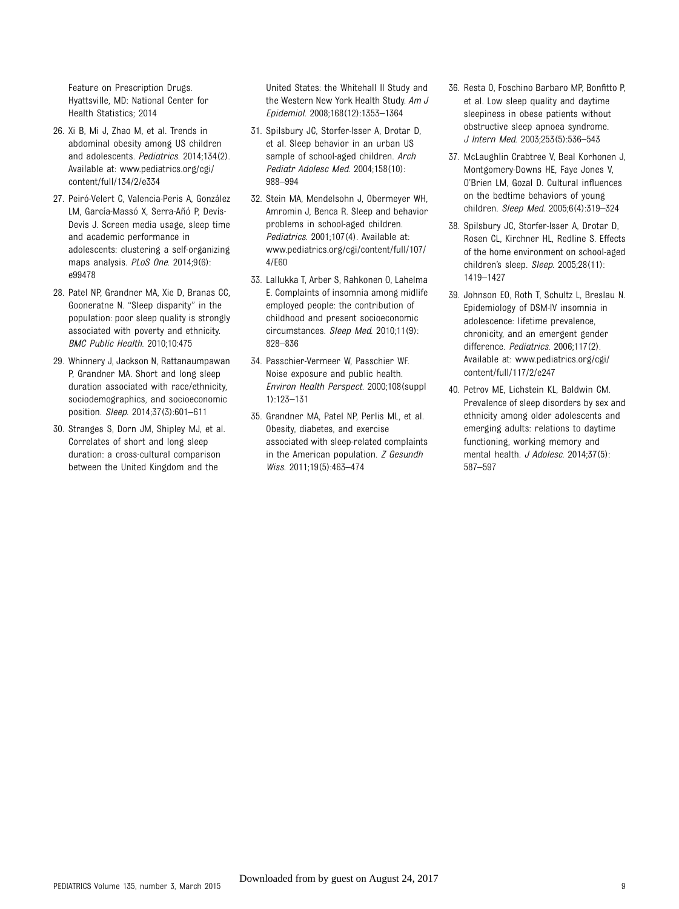Feature on Prescription Drugs. Hyattsville, MD: National Center for Health Statistics; 2014

26. Xi B, Mi J, Zhao M, et al. Trends in abdominal obesity among US children and adolescents. *Pediatrics*. 2014;134(2). Available at: www.pediatrics.org/cgi/content/full/134/2/e334
27. Peiró-Velert C, Valencia-Peris A, González LM, García-Massó X, Serra-Añó P, Devís-Devís J. Screen media usage, sleep time and academic performance in adolescents: clustering a self-organizing maps analysis. *PLoS One*. 2014;9(6): e99478
28. Patel NP, Grandner MA, Xie D, Branas CC, Gooneratne N. "Sleep disparity" in the population: poor sleep quality is strongly associated with poverty and ethnicity. *BMC Public Health*. 2010;10:475
29. Whinnery J, Jackson N, Rattanaumpawan P, Grandner MA. Short and long sleep duration associated with race/ethnicity, sociodemographics, and socioeconomic position. *Sleep*. 2014;37(3):601–611
30. Stranges S, Dorn JM, Shipley MJ, et al. Correlates of short and long sleep duration: a cross-cultural comparison between the United Kingdom and the United States: the Whitehall II Study and the Western New York Health Study. *Am J Epidemiol*. 2008;168(12):1353–1364
31. Spilsbury JC, Storfer-Isser A, Drotar D, et al. Sleep behavior in an urban US sample of school-aged children. *Arch Pediatr Adolesc Med*. 2004;158(10): 988–994
32. Stein MA, Mendelsohn J, Obermeyer WH, Amromin J, Benca R. Sleep and behavior problems in school-aged children. *Pediatrics*. 2001;107(4). Available at: www.pediatrics.org/cgi/content/full/107/4/E60
33. Lallukka T, Arber S, Rahkonen O, Lahelma E. Complaints of insomnia among midlife employed people: the contribution of childhood and present socioeconomic circumstances. *Sleep Med*. 2010;11(9): 828–836
34. Passchier-Vermeer W, Passchier WF. Noise exposure and public health. *Environ Health Perspect*. 2000;108(suppl 1):123–131
35. Grandner MA, Patel NP, Perlis ML, et al. Obesity, diabetes, and exercise associated with sleep-related complaints in the American population. *Z Gesundh Wiss*. 2011;19(5):463–474
36. Resta O, Foschino Barbaro MP, Bonfitto P, et al. Low sleep quality and daytime sleepiness in obese patients without obstructive sleep apnoea syndrome. *J Intern Med*. 2003;253(5):536–543
37. McLaughlin Crabtree V, Beal Korhonen J, Montgomery-Downs HE, Faye Jones V, O'Brien LM, Gozal D. Cultural influences on the bedtime behaviors of young children. *Sleep Med*. 2005;6(4):319–324
38. Spilsbury JC, Storfer-Isser A, Drotar D, Rosen CL, Kirchner HL, Redline S. Effects of the home environment on school-aged children's sleep. *Sleep*. 2005;28(11): 1419–1427
39. Johnson EO, Roth T, Schultz L, Breslau N. Epidemiology of DSM-IV insomnia in adolescence: lifetime prevalence, chronicity, and an emergent gender difference. *Pediatrics*. 2006;117(2). Available at: www.pediatrics.org/cgi/content/full/117/2/e247
40. Petrov ME, Lichstein KL, Baldwin CM. Prevalence of sleep disorders by sex and ethnicity among older adolescents and emerging adults: relations to daytime functioning, working memory and mental health. *J Adolesc*. 2014;37(5): 587–597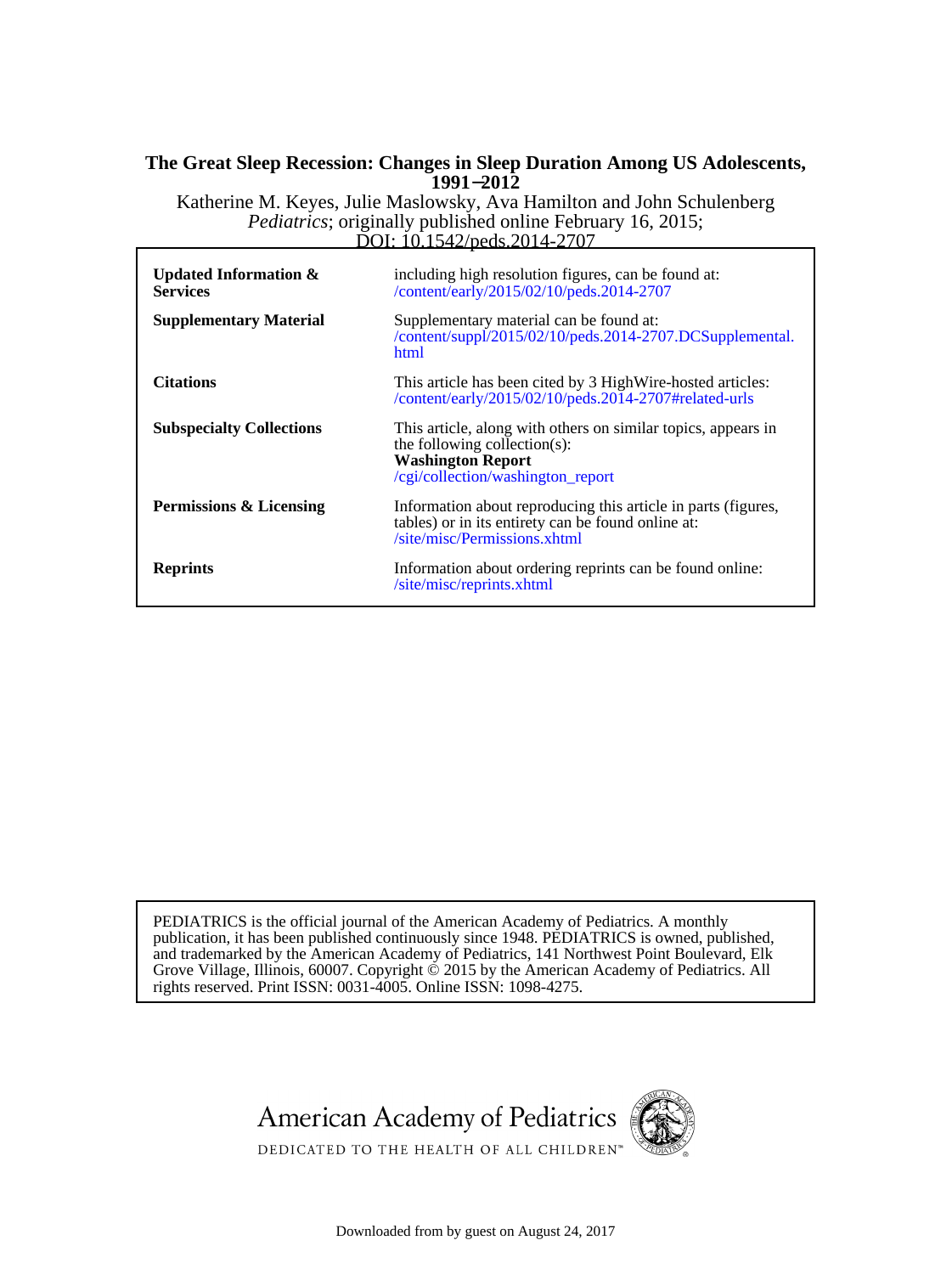**The Great Sleep Recession: Changes in Sleep Duration Among US Adolescents, 1991–2012**

Katherine M. Keyes, Julie Maslowsky, Ava Hamilton and John Schulenberg

*Pediatrics*; originally published online February 16, 2015;

DOI: 10.1542/peds.2014-2707

| | |
|---|---|
| **Updated Information & Services** | including high resolution figures, can be found at: /content/early/2015/02/10/peds.2014-2707 |
| **Supplementary Material** | Supplementary material can be found at: /content/suppl/2015/02/10/peds.2014-2707.DCSupplemental.html |
| **Citations** | This article has been cited by 3 HighWire-hosted articles: /content/early/2015/02/10/peds.2014-2707#related-urls |
| **Subspecialty Collections** | This article, along with others on similar topics, appears in the following collection(s): **Washington Report** /cgi/collection/washington_report |
| **Permissions & Licensing** | Information about reproducing this article in parts (figures, tables) or in its entirety can be found online at: /site/misc/Permissions.xhtml |
| **Reprints** | Information about ordering reprints can be found online: /site/misc/reprints.xhtml |

PEDIATRICS is the official journal of the American Academy of Pediatrics. A monthly publication, it has been published continuously since 1948. PEDIATRICS is owned, published, and trademarked by the American Academy of Pediatrics, 141 Northwest Point Boulevard, Elk Grove Village, Illinois, 60007. Copyright © 2015 by the American Academy of Pediatrics. All rights reserved. Print ISSN: 0031-4005. Online ISSN: 1098-4275.

American Academy of Pediatrics

DEDICATED TO THE HEALTH OF ALL CHILDREN™

Downloaded from by guest on August 24, 2017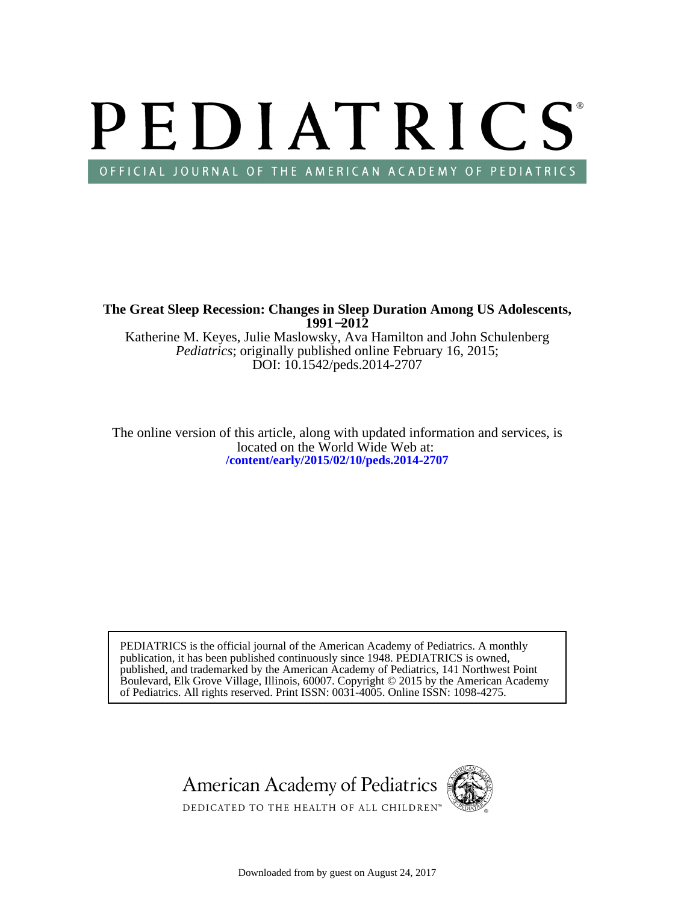# PEDIATRICS

OFFICIAL JOURNAL OF THE AMERICAN ACADEMY OF PEDIATRICS

**The Great Sleep Recession: Changes in Sleep Duration Among US Adolescents, 1991–2012**

Katherine M. Keyes, Julie Maslowsky, Ava Hamilton and John Schulenberg

*Pediatrics*; originally published online February 16, 2015;

DOI: 10.1542/peds.2014-2707

The online version of this article, along with updated information and services, is located on the World Wide Web at:

**/content/early/2015/02/10/peds.2014-2707**

PEDIATRICS is the official journal of the American Academy of Pediatrics. A monthly publication, it has been published continuously since 1948. PEDIATRICS is owned, published, and trademarked by the American Academy of Pediatrics, 141 Northwest Point Boulevard, Elk Grove Village, Illinois, 60007. Copyright © 2015 by the American Academy of Pediatrics. All rights reserved. Print ISSN: 0031-4005. Online ISSN: 1098-4275.

American Academy of Pediatrics

DEDICATED TO THE HEALTH OF ALL CHILDREN™